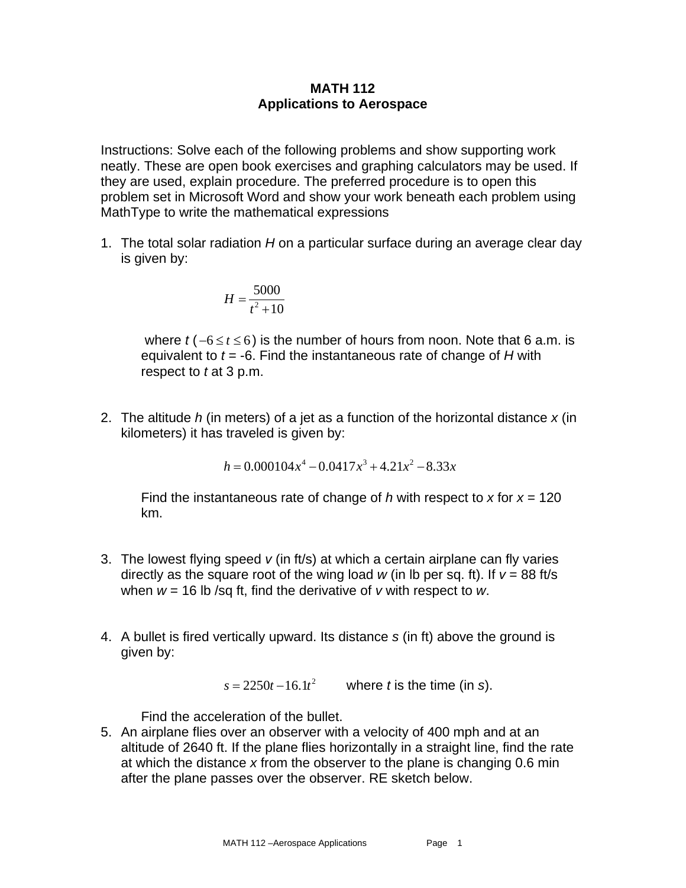# MATH 112
## Applications to Aerospace

Instructions: Solve each of the following problems and show supporting work neatly. These are open book exercises and graphing calculators may be used. If they are used, explain procedure. The preferred procedure is to open this problem set in Microsoft Word and show your work beneath each problem using MathType to write the mathematical expressions

1. The total solar radiation *H* on a particular surface during an average clear day is given by:

$$H = \frac{5000}{t^2 + 10}$$

   where *t* ($-6 \le t \le 6$) is the number of hours from noon. Note that 6 a.m. is equivalent to *t* = -6. Find the instantaneous rate of change of *H* with respect to *t* at 3 p.m.

2. The altitude *h* (in meters) of a jet as a function of the horizontal distance *x* (in kilometers) it has traveled is given by:

$$h = 0.000104x^4 - 0.0417x^3 + 4.21x^2 - 8.33x$$

   Find the instantaneous rate of change of *h* with respect to *x* for *x* = 120 km.

3. The lowest flying speed *v* (in ft/s) at which a certain airplane can fly varies directly as the square root of the wing load *w* (in lb per sq. ft). If *v* = 88 ft/s when *w* = 16 lb /sq ft, find the derivative of *v* with respect to *w*.

4. A bullet is fired vertically upward. Its distance *s* (in ft) above the ground is given by:

$$s = 2250t - 16.1t^2 \qquad \text{where } t \text{ is the time (in } s\text{).}$$

   Find the acceleration of the bullet.

5. An airplane flies over an observer with a velocity of 400 mph and at an altitude of 2640 ft. If the plane flies horizontally in a straight line, find the rate at which the distance *x* from the observer to the plane is changing 0.6 min after the plane passes over the observer. RE sketch below.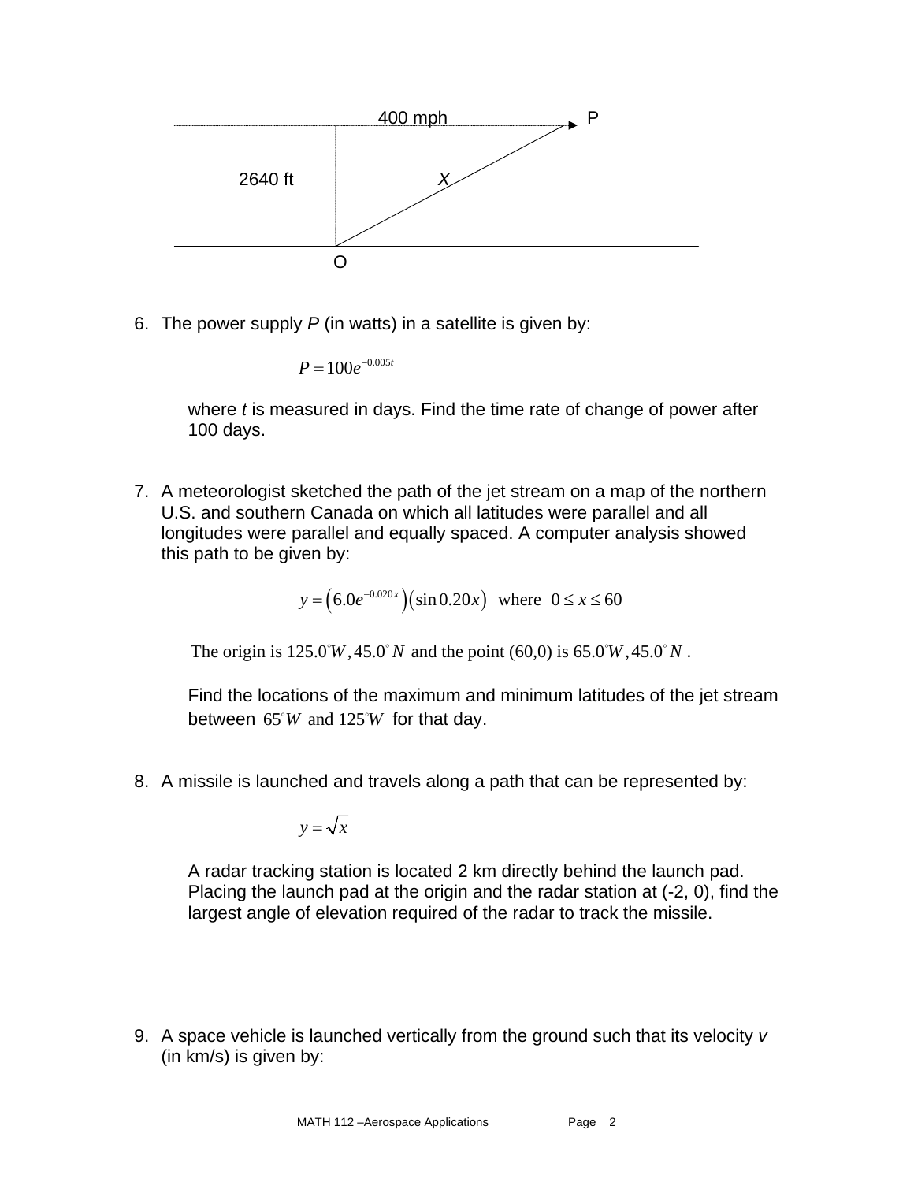400 mph P

2640 ft X

O

6. The power supply $P$ (in watts) in a satellite is given by:

   $$P = 100e^{-0.005t}$$

   where $t$ is measured in days. Find the time rate of change of power after 100 days.

7. A meteorologist sketched the path of the jet stream on a map of the northern U.S. and southern Canada on which all latitudes were parallel and all longitudes were parallel and equally spaced. A computer analysis showed this path to be given by:

   $$y = \left(6.0e^{-0.020x}\right)\left(\sin 0.20x\right) \quad \text{where} \quad 0 \le x \le 60$$

   The origin is $125.0^\circ W, 45.0^\circ N$ and the point (60,0) is $65.0^\circ W, 45.0^\circ N$.

   Find the locations of the maximum and minimum latitudes of the jet stream between $65^\circ W$ and $125^\circ W$ for that day.

8. A missile is launched and travels along a path that can be represented by:

   $$y = \sqrt{x}$$

   A radar tracking station is located 2 km directly behind the launch pad. Placing the launch pad at the origin and the radar station at (-2, 0), find the largest angle of elevation required of the radar to track the missile.

9. A space vehicle is launched vertically from the ground such that its velocity $v$ (in km/s) is given by: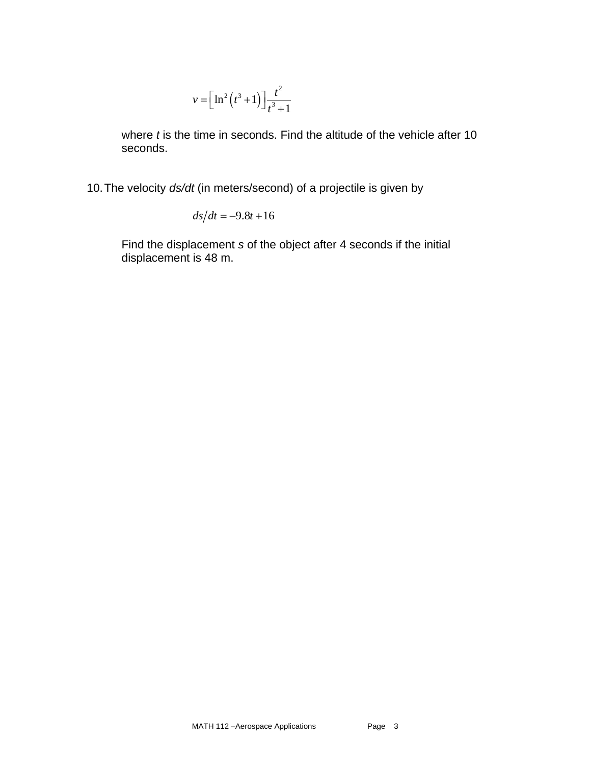$$v = \left[\ln^2\left(t^3+1\right)\right]\frac{t^2}{t^3+1}$$

where *t* is the time in seconds. Find the altitude of the vehicle after 10 seconds.

10. The velocity *ds/dt* (in meters/second) of a projectile is given by

$$ds/dt = -9.8t + 16$$

Find the displacement *s* of the object after 4 seconds if the initial displacement is 48 m.